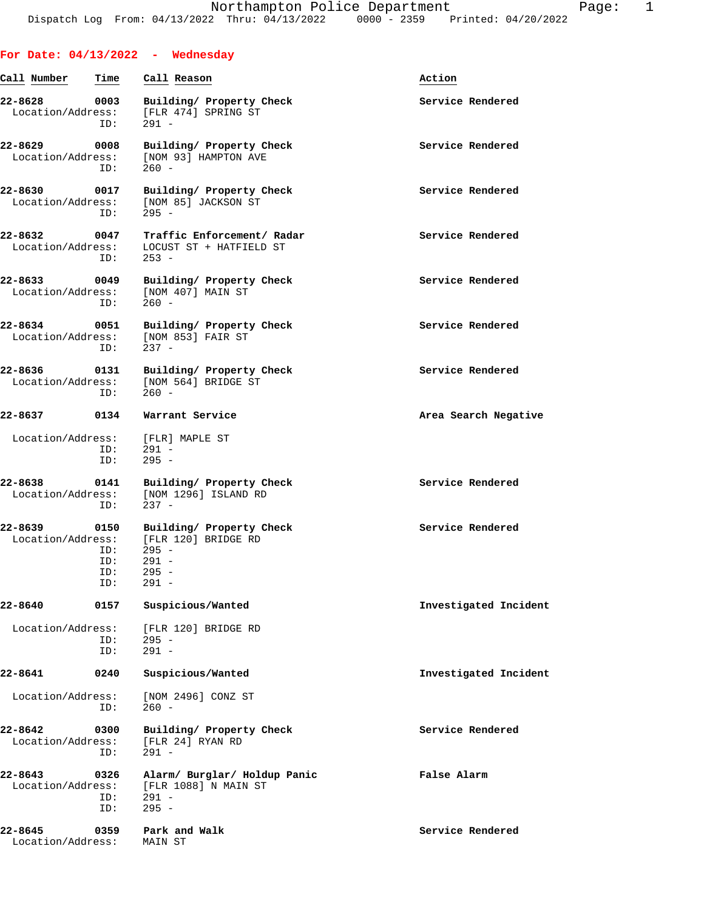Northampton Police Department

Dispatch Log From: 04/13/2022 Thru: 04/13/2022 0000 - 2359 Printed: 04/20/2022

**For Date: 04/13/2022 - Wednesday**

| Call Number | Time | Call Reason | Action |
|---|---|---|---|
| **22-8628** | **0003** | **Building/ Property Check** | **Service Rendered** |
| Location/Address: | | [FLR 474] SPRING ST | |
| ID: | | 291 - | |
| **22-8629** | **0008** | **Building/ Property Check** | **Service Rendered** |
| Location/Address: | | [NOM 93] HAMPTON AVE | |
| ID: | | 260 - | |
| **22-8630** | **0017** | **Building/ Property Check** | **Service Rendered** |
| Location/Address: | | [NOM 85] JACKSON ST | |
| ID: | | 295 - | |
| **22-8632** | **0047** | **Traffic Enforcement/ Radar** | **Service Rendered** |
| Location/Address: | | LOCUST ST + HATFIELD ST | |
| ID: | | 253 - | |
| **22-8633** | **0049** | **Building/ Property Check** | **Service Rendered** |
| Location/Address: | | [NOM 407] MAIN ST | |
| ID: | | 260 - | |
| **22-8634** | **0051** | **Building/ Property Check** | **Service Rendered** |
| Location/Address: | | [NOM 853] FAIR ST | |
| ID: | | 237 - | |
| **22-8636** | **0131** | **Building/ Property Check** | **Service Rendered** |
| Location/Address: | | [NOM 564] BRIDGE ST | |
| ID: | | 260 - | |
| **22-8637** | **0134** | **Warrant Service** | **Area Search Negative** |
| Location/Address: | | [FLR] MAPLE ST | |
| ID: | | 291 - | |
| ID: | | 295 - | |
| **22-8638** | **0141** | **Building/ Property Check** | **Service Rendered** |
| Location/Address: | | [NOM 1296] ISLAND RD | |
| ID: | | 237 - | |
| **22-8639** | **0150** | **Building/ Property Check** | **Service Rendered** |
| Location/Address: | | [FLR 120] BRIDGE RD | |
| ID: | | 295 - | |
| ID: | | 291 - | |
| ID: | | 295 - | |
| ID: | | 291 - | |
| **22-8640** | **0157** | **Suspicious/Wanted** | **Investigated Incident** |
| Location/Address: | | [FLR 120] BRIDGE RD | |
| ID: | | 295 - | |
| ID: | | 291 - | |
| **22-8641** | **0240** | **Suspicious/Wanted** | **Investigated Incident** |
| Location/Address: | | [NOM 2496] CONZ ST | |
| ID: | | 260 - | |
| **22-8642** | **0300** | **Building/ Property Check** | **Service Rendered** |
| Location/Address: | | [FLR 24] RYAN RD | |
| ID: | | 291 - | |
| **22-8643** | **0326** | **Alarm/ Burglar/ Holdup Panic** | **False Alarm** |
| Location/Address: | | [FLR 1088] N MAIN ST | |
| ID: | | 291 - | |
| ID: | | 295 - | |
| **22-8645** | **0359** | **Park and Walk** | **Service Rendered** |
| Location/Address: | | MAIN ST | |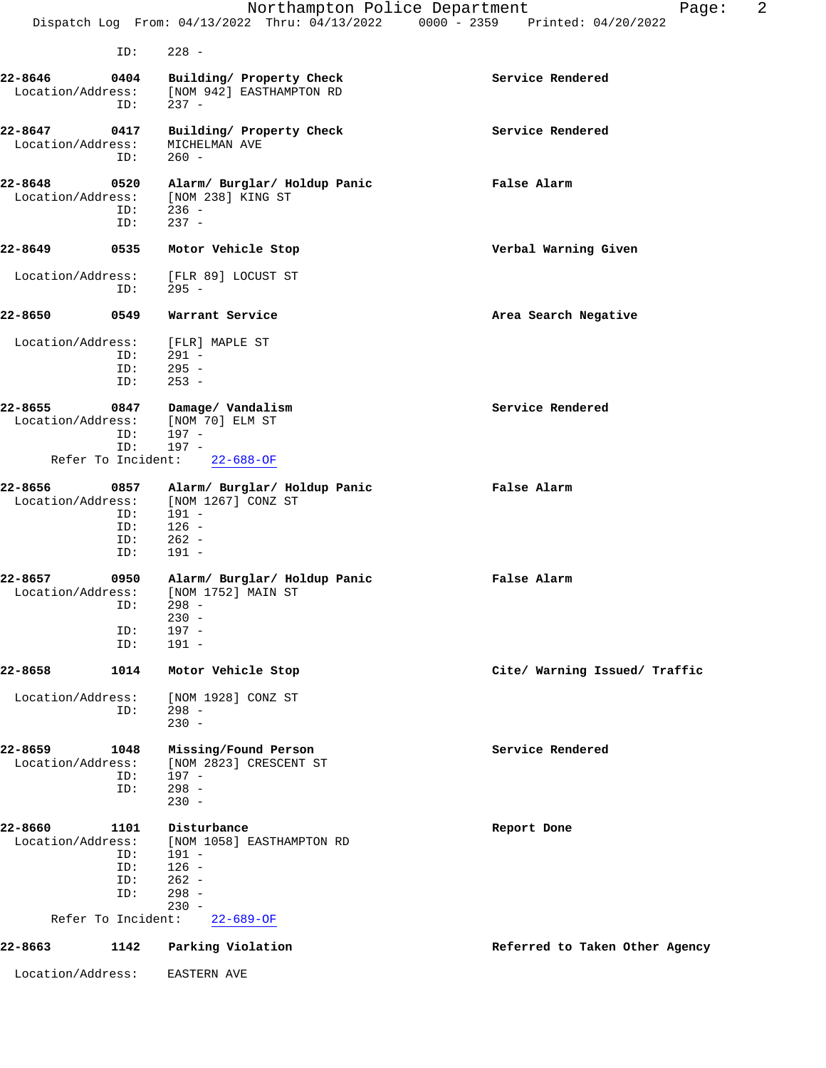ID: 228 -

**22-8646 0404 Building/ Property Check** — **Service Rendered**
Location/Address: [NOM 942] EASTHAMPTON RD
ID: 237 -

**22-8647 0417 Building/ Property Check** — **Service Rendered**
Location/Address: MICHELMAN AVE
ID: 260 -

**22-8648 0520 Alarm/ Burglar/ Holdup Panic** — **False Alarm**
Location/Address: [NOM 238] KING ST
ID: 236 -
ID: 237 -

**22-8649 0535 Motor Vehicle Stop** — **Verbal Warning Given**
Location/Address: [FLR 89] LOCUST ST
ID: 295 -

**22-8650 0549 Warrant Service** — **Area Search Negative**
Location/Address: [FLR] MAPLE ST
ID: 291 -
ID: 295 -
ID: 253 -

**22-8655 0847 Damage/ Vandalism** — **Service Rendered**
Location/Address: [NOM 70] ELM ST
ID: 197 -
ID: 197 -
Refer To Incident: 22-688-OF

**22-8656 0857 Alarm/ Burglar/ Holdup Panic** — **False Alarm**
Location/Address: [NOM 1267] CONZ ST
ID: 191 -
ID: 126 -
ID: 262 -
ID: 191 -

**22-8657 0950 Alarm/ Burglar/ Holdup Panic** — **False Alarm**
Location/Address: [NOM 1752] MAIN ST
ID: 298 -
230 -
ID: 197 -
ID: 191 -

**22-8658 1014 Motor Vehicle Stop** — **Cite/ Warning Issued/ Traffic**
Location/Address: [NOM 1928] CONZ ST
ID: 298 -
230 -

**22-8659 1048 Missing/Found Person** — **Service Rendered**
Location/Address: [NOM 2823] CRESCENT ST
ID: 197 -
ID: 298 -
230 -

**22-8660 1101 Disturbance** — **Report Done**
Location/Address: [NOM 1058] EASTHAMPTON RD
ID: 191 -
ID: 126 -
ID: 262 -
ID: 298 -
230 -
Refer To Incident: 22-689-OF

**22-8663 1142 Parking Violation** — **Referred to Taken Other Agency**
Location/Address: EASTERN AVE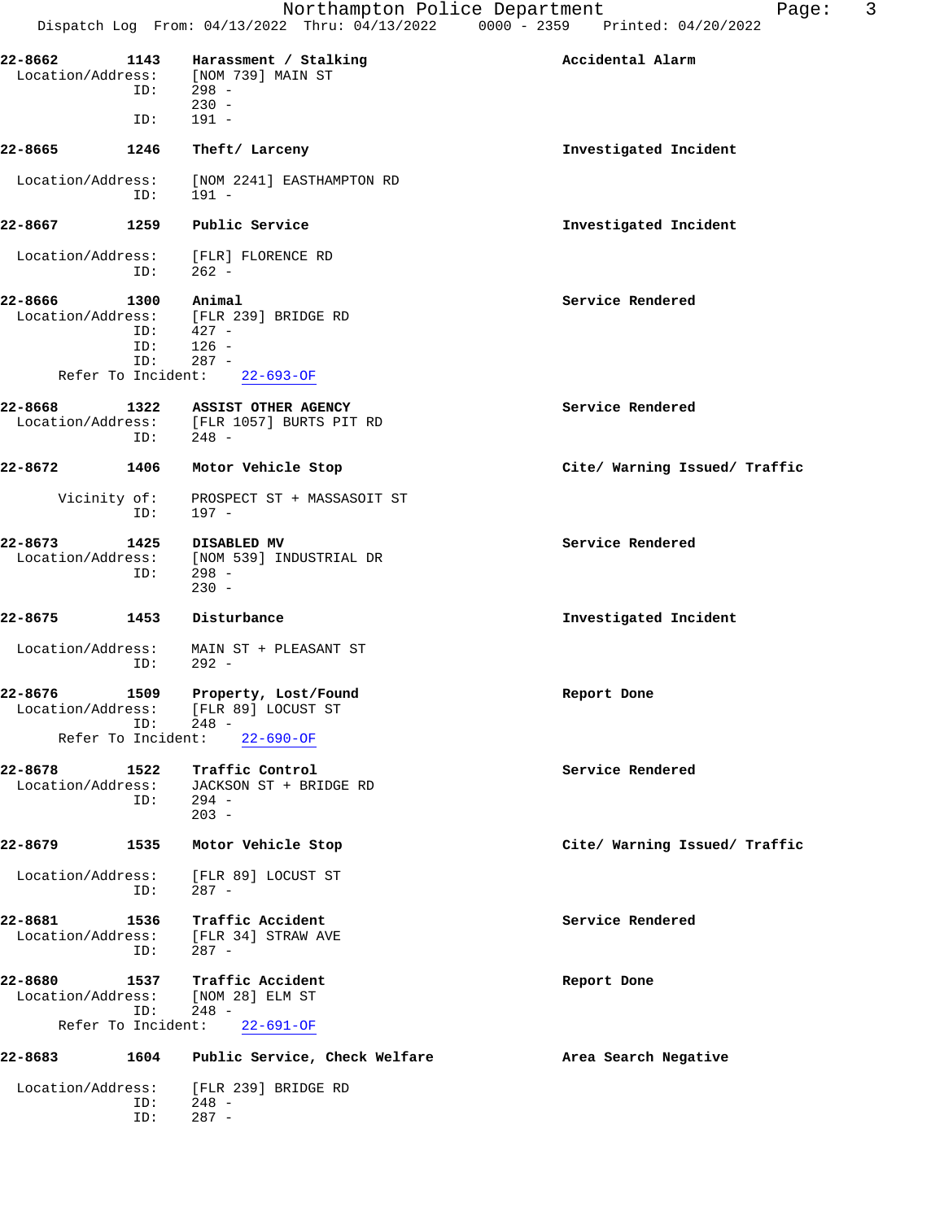22-8662 1143 **Harassment / Stalking** Accidental Alarm
Location/Address: [NOM 739] MAIN ST
ID: 298 -
230 -
ID: 191 -

22-8665 1246 **Theft/ Larceny** Investigated Incident
Location/Address: [NOM 2241] EASTHAMPTON RD
ID: 191 -

22-8667 1259 **Public Service** Investigated Incident
Location/Address: [FLR] FLORENCE RD
ID: 262 -

22-8666 1300 **Animal** Service Rendered
Location/Address: [FLR 239] BRIDGE RD
ID: 427 -
ID: 126 -
ID: 287 -
Refer To Incident: 22-693-OF

22-8668 1322 **ASSIST OTHER AGENCY** Service Rendered
Location/Address: [FLR 1057] BURTS PIT RD
ID: 248 -

22-8672 1406 **Motor Vehicle Stop** Cite/ Warning Issued/ Traffic
Vicinity of: PROSPECT ST + MASSASOIT ST
ID: 197 -

22-8673 1425 **DISABLED MV** Service Rendered
Location/Address: [NOM 539] INDUSTRIAL DR
ID: 298 -
230 -

22-8675 1453 **Disturbance** Investigated Incident
Location/Address: MAIN ST + PLEASANT ST
ID: 292 -

22-8676 1509 **Property, Lost/Found** Report Done
Location/Address: [FLR 89] LOCUST ST
ID: 248 -
Refer To Incident: 22-690-OF

22-8678 1522 **Traffic Control** Service Rendered
Location/Address: JACKSON ST + BRIDGE RD
ID: 294 -
203 -

22-8679 1535 **Motor Vehicle Stop** Cite/ Warning Issued/ Traffic
Location/Address: [FLR 89] LOCUST ST
ID: 287 -

22-8681 1536 **Traffic Accident** Service Rendered
Location/Address: [FLR 34] STRAW AVE
ID: 287 -

22-8680 1537 **Traffic Accident** Report Done
Location/Address: [NOM 28] ELM ST
ID: 248 -
Refer To Incident: 22-691-OF

22-8683 1604 **Public Service, Check Welfare** Area Search Negative
Location/Address: [FLR 239] BRIDGE RD
ID: 248 -
ID: 287 -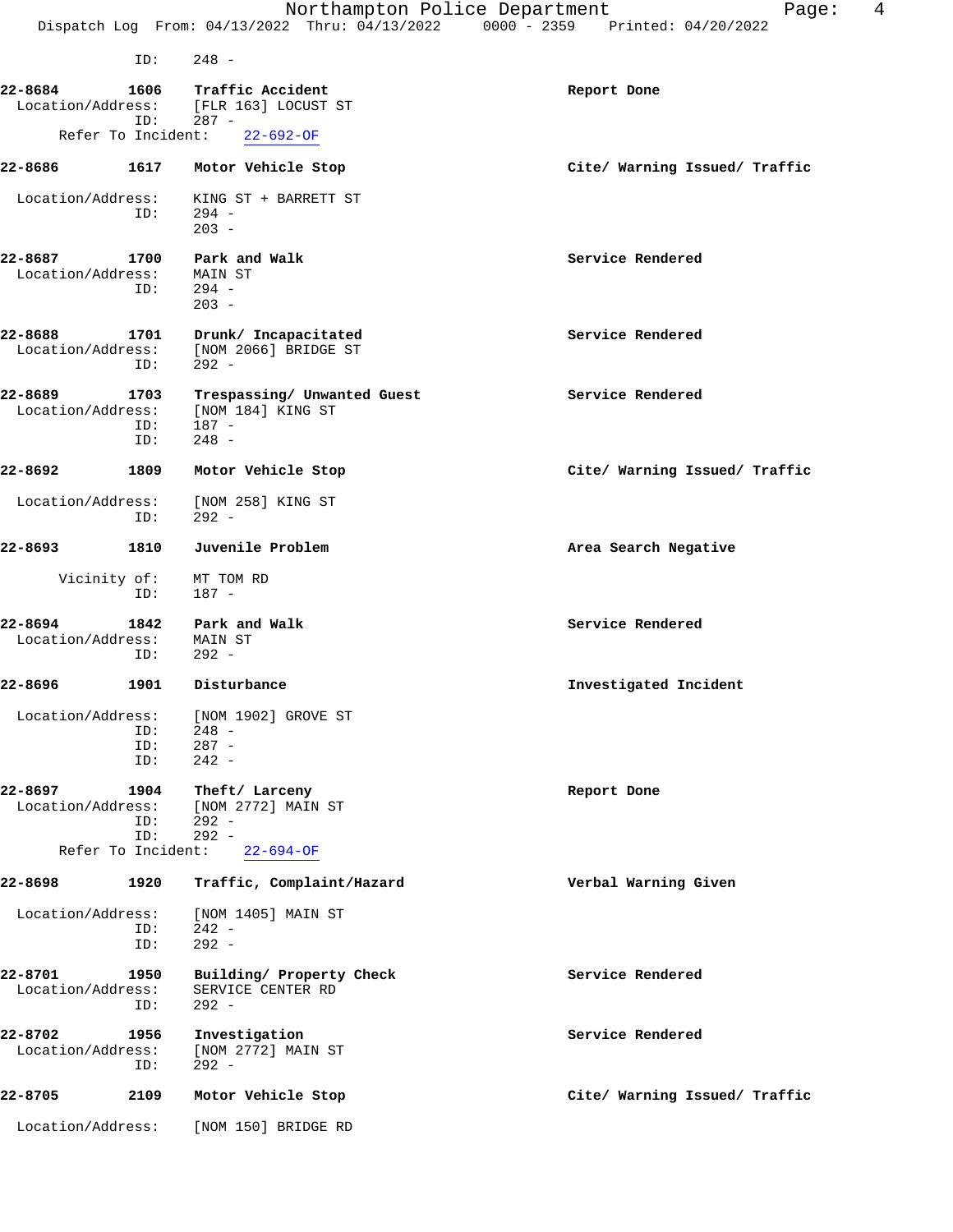ID: 248 -

**22-8684 1606 Traffic Accident** — Report Done
Location/Address: [FLR 163] LOCUST ST
ID: 287 -
Refer To Incident: 22-692-OF

**22-8686 1617 Motor Vehicle Stop** — Cite/ Warning Issued/ Traffic
Location/Address: KING ST + BARRETT ST
ID: 294 -
203 -

**22-8687 1700 Park and Walk** — Service Rendered
Location/Address: MAIN ST
ID: 294 -
203 -

**22-8688 1701 Drunk/ Incapacitated** — Service Rendered
Location/Address: [NOM 2066] BRIDGE ST
ID: 292 -

**22-8689 1703 Trespassing/ Unwanted Guest** — Service Rendered
Location/Address: [NOM 184] KING ST
ID: 187 -
ID: 248 -

**22-8692 1809 Motor Vehicle Stop** — Cite/ Warning Issued/ Traffic
Location/Address: [NOM 258] KING ST
ID: 292 -

**22-8693 1810 Juvenile Problem** — Area Search Negative
Vicinity of: MT TOM RD
ID: 187 -

**22-8694 1842 Park and Walk** — Service Rendered
Location/Address: MAIN ST
ID: 292 -

**22-8696 1901 Disturbance** — Investigated Incident
Location/Address: [NOM 1902] GROVE ST
ID: 248 -
ID: 287 -
ID: 242 -

**22-8697 1904 Theft/ Larceny** — Report Done
Location/Address: [NOM 2772] MAIN ST
ID: 292 -
ID: 292 -
Refer To Incident: 22-694-OF

**22-8698 1920 Traffic, Complaint/Hazard** — Verbal Warning Given
Location/Address: [NOM 1405] MAIN ST
ID: 242 -
ID: 292 -

**22-8701 1950 Building/ Property Check** — Service Rendered
Location/Address: SERVICE CENTER RD
ID: 292 -

**22-8702 1956 Investigation** — Service Rendered
Location/Address: [NOM 2772] MAIN ST
ID: 292 -

**22-8705 2109 Motor Vehicle Stop** — Cite/ Warning Issued/ Traffic
Location/Address: [NOM 150] BRIDGE RD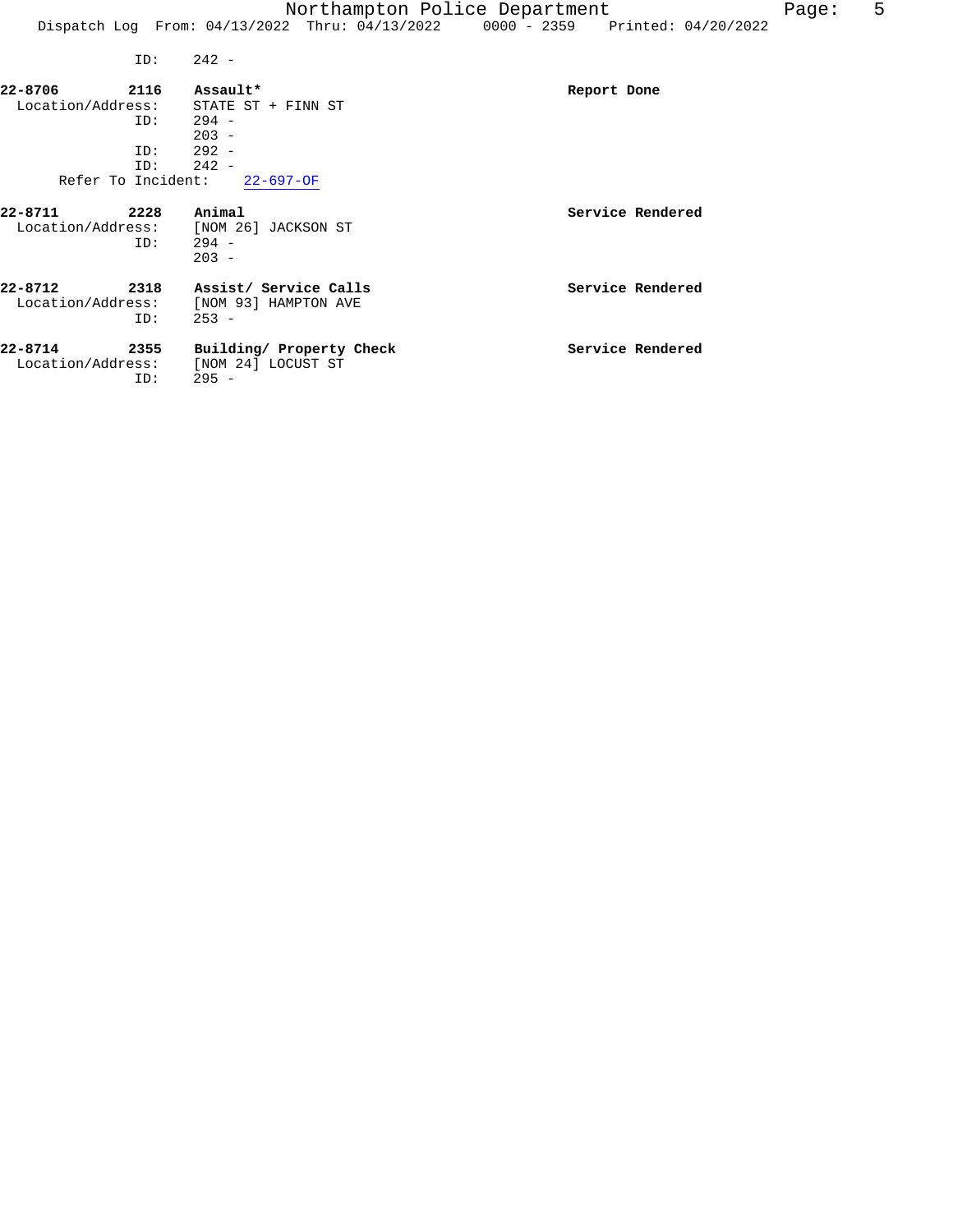ID: 242 -

**22-8706 2116 Assault*** **Report Done**
Location/Address: STATE ST + FINN ST
ID: 294 -
203 -
ID: 292 -
ID: 242 -
Refer To Incident: 22-697-OF

**22-8711 2228 Animal** **Service Rendered**
Location/Address: [NOM 26] JACKSON ST
ID: 294 -
203 -

**22-8712 2318 Assist/ Service Calls** **Service Rendered**
Location/Address: [NOM 93] HAMPTON AVE
ID: 253 -

**22-8714 2355 Building/ Property Check** **Service Rendered**
Location/Address: [NOM 24] LOCUST ST
ID: 295 -